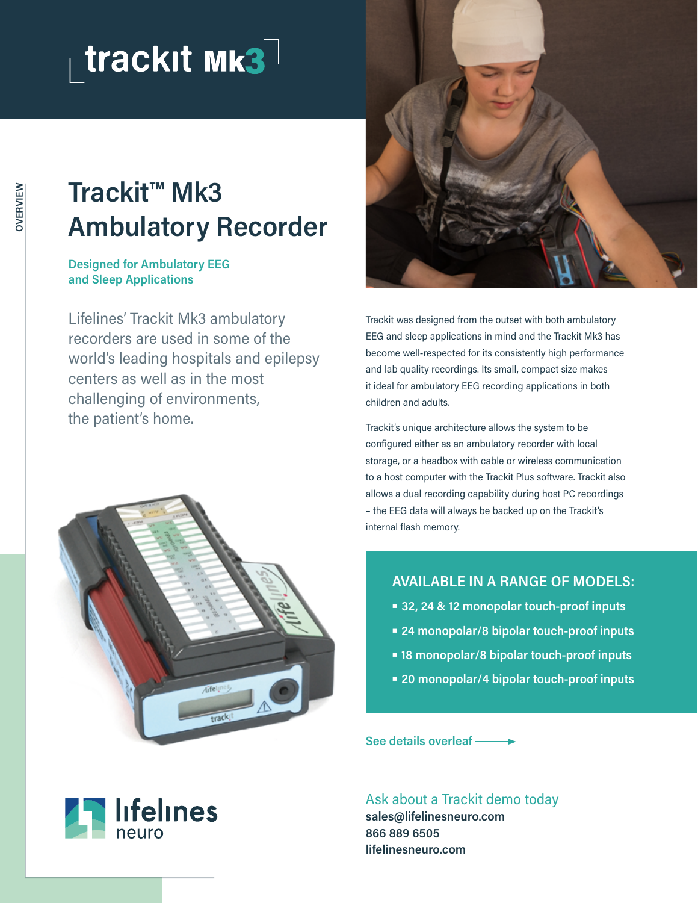# trackit Mk3

OVERVIEW

## Trackit™ Mk3 Ambulatory Recorder

**Designed for Ambulatory EEG and Sleep Applications**

Lifelines' Trackit Mk3 ambulatory recorders are used in some of the world's leading hospitals and epilepsy centers as well as in the most challenging of environments, the patient's home.

Trackit was designed from the outset with both ambulatory EEG and sleep applications in mind and the Trackit Mk3 has become well-respected for its consistently high performance and lab quality recordings. Its small, compact size makes it ideal for ambulatory EEG recording applications in both children and adults.

Trackit's unique architecture allows the system to be configured either as an ambulatory recorder with local storage, or a headbox with cable or wireless communication to a host computer with the Trackit Plus software. Trackit also allows a dual recording capability during host PC recordings – the EEG data will always be backed up on the Trackit's internal flash memory.

### AVAILABLE IN A RANGE OF MODELS:

- 32, 24 & 12 monopolar touch-proof inputs
- 24 monopolar/8 bipolar touch-proof inputs
- 18 monopolar/8 bipolar touch-proof inputs
- 20 monopolar/4 bipolar touch-proof inputs

See details overleaf →

lifelines neuro

Ask about a Trackit demo today

**sales@lifelinesneuro.com**
**866 889 6505**
**lifelinesneuro.com**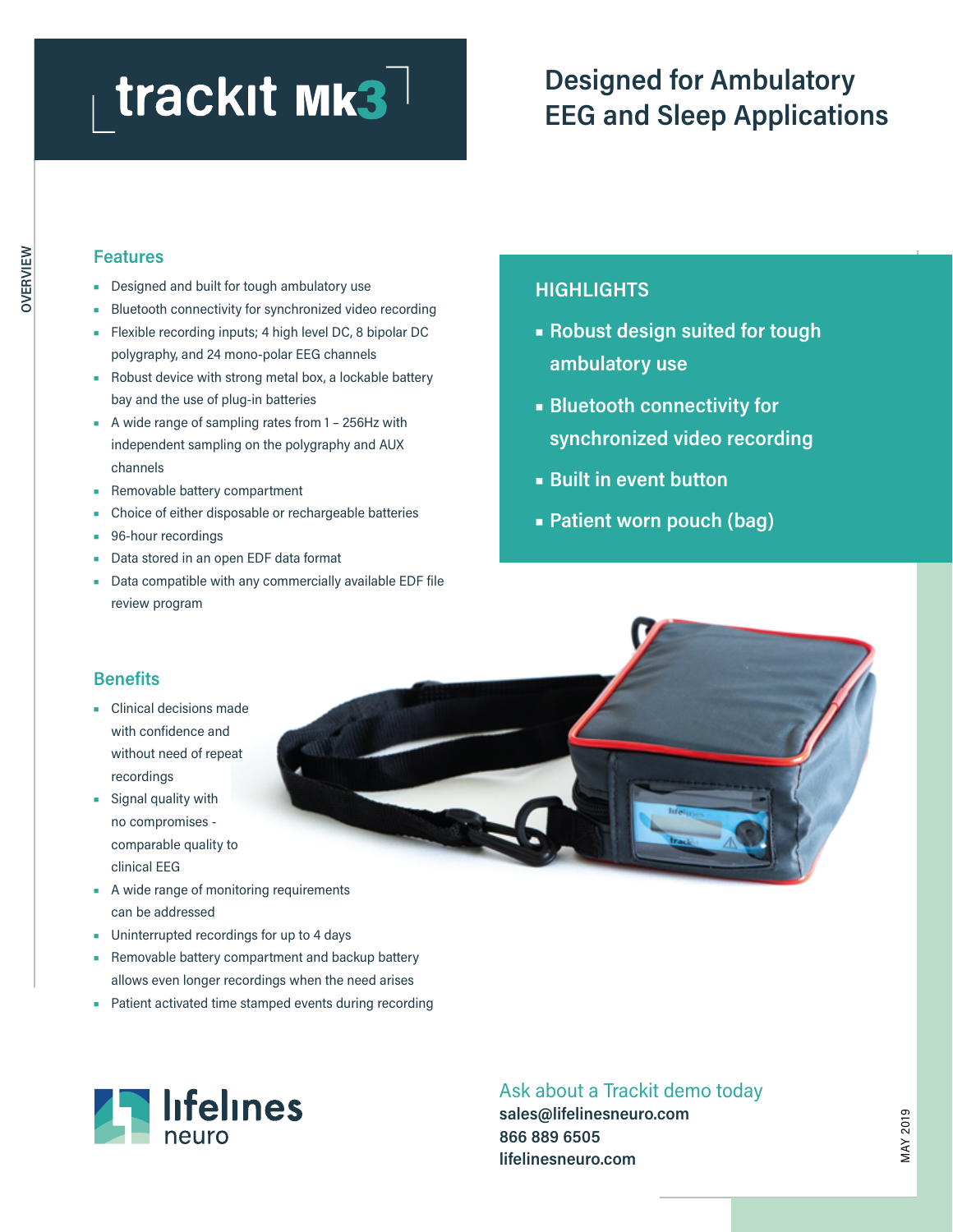# trackit Mk3

## Designed for Ambulatory EEG and Sleep Applications

OVERVIEW

### Features

- Designed and built for tough ambulatory use
- Bluetooth connectivity for synchronized video recording
- Flexible recording inputs; 4 high level DC, 8 bipolar DC polygraphy, and 24 mono-polar EEG channels
- Robust device with strong metal box, a lockable battery bay and the use of plug-in batteries
- A wide range of sampling rates from 1 – 256Hz with independent sampling on the polygraphy and AUX channels
- Removable battery compartment
- Choice of either disposable or rechargeable batteries
- 96-hour recordings
- Data stored in an open EDF data format
- Data compatible with any commercially available EDF file review program

### HIGHLIGHTS

- **Robust design suited for tough ambulatory use**
- **Bluetooth connectivity for synchronized video recording**
- **Built in event button**
- **Patient worn pouch (bag)**

### Benefits

- Clinical decisions made with confidence and without need of repeat recordings
- Signal quality with no compromises - comparable quality to clinical EEG
- A wide range of monitoring requirements can be addressed
- Uninterrupted recordings for up to 4 days
- Removable battery compartment and backup battery allows even longer recordings when the need arises
- Patient activated time stamped events during recording

lifelines neuro

Ask about a Trackit demo today

**sales@lifelinesneuro.com**
**866 889 6505**
**lifelinesneuro.com**

MAY 2019